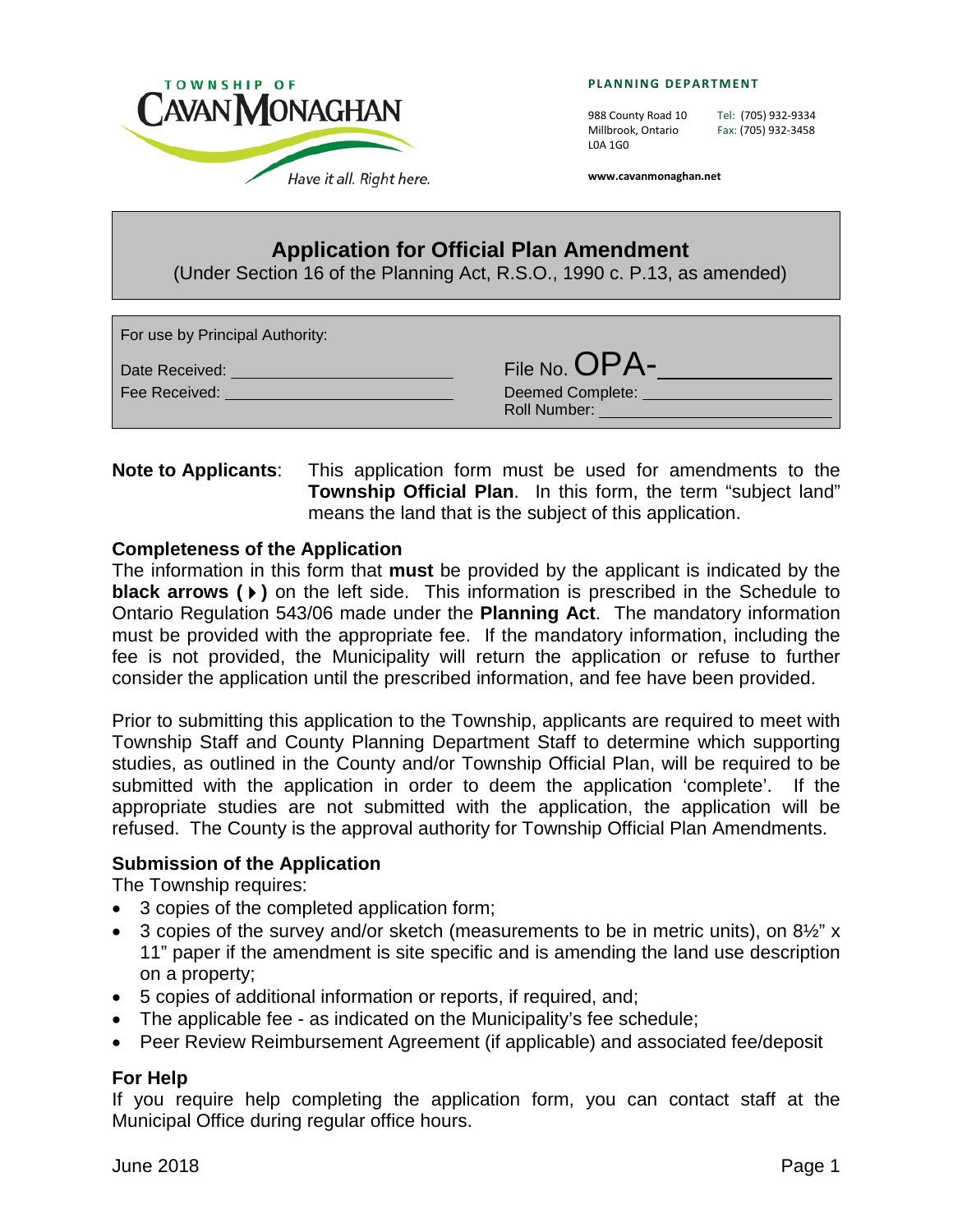TOWNSHIP OF CAVAN MONAGHAN

*Have it all. Right here.*

**PLANNING DEPARTMENT**

988 County Road 10
Millbrook, Ontario
L0A 1G0

Tel: (705) 932-9334
Fax: (705) 932-3458

**www.cavanmonaghan.net**

# Application for Official Plan Amendment

(Under Section 16 of the Planning Act, R.S.O., 1990 c. P.13, as amended)

For use by Principal Authority:

Date Received: ______________________

Fee Received: ______________________

File No. OPA-______________

Deemed Complete: ______________________

Roll Number: ______________________

**Note to Applicants**: This application form must be used for amendments to the **Township Official Plan**. In this form, the term "subject land" means the land that is the subject of this application.

### Completeness of the Application

The information in this form that **must** be provided by the applicant is indicated by the **black arrows (⏵)** on the left side. This information is prescribed in the Schedule to Ontario Regulation 543/06 made under the **Planning Act**. The mandatory information must be provided with the appropriate fee. If the mandatory information, including the fee is not provided, the Municipality will return the application or refuse to further consider the application until the prescribed information, and fee have been provided.

Prior to submitting this application to the Township, applicants are required to meet with Township Staff and County Planning Department Staff to determine which supporting studies, as outlined in the County and/or Township Official Plan, will be required to be submitted with the application in order to deem the application 'complete'. If the appropriate studies are not submitted with the application, the application will be refused. The County is the approval authority for Township Official Plan Amendments.

### Submission of the Application

The Township requires:

- 3 copies of the completed application form;
- 3 copies of the survey and/or sketch (measurements to be in metric units), on 8½" x 11" paper if the amendment is site specific and is amending the land use description on a property;
- 5 copies of additional information or reports, if required, and;
- The applicable fee - as indicated on the Municipality's fee schedule;
- Peer Review Reimbursement Agreement (if applicable) and associated fee/deposit

### For Help

If you require help completing the application form, you can contact staff at the Municipal Office during regular office hours.

June 2018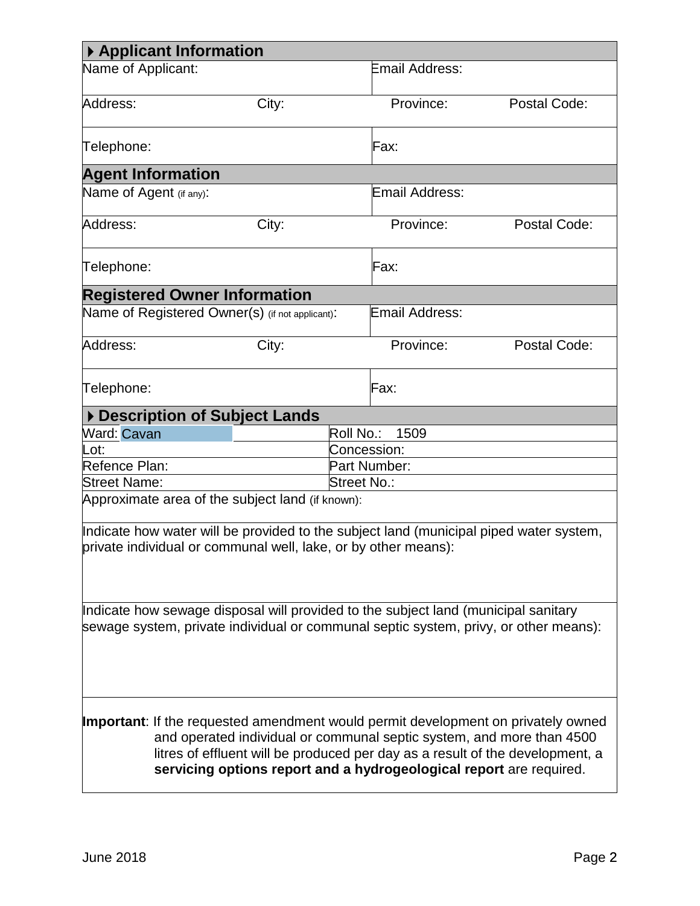## Applicant Information

| Name of Applicant: | | Email Address: | |
|---|---|---|---|
| Address: | City: | Province: | Postal Code: |
| Telephone: | | Fax: | |

## Agent Information

| Name of Agent (if any): | | Email Address: | |
|---|---|---|---|
| Address: | City: | Province: | Postal Code: |
| Telephone: | | Fax: | |

## Registered Owner Information

| Name of Registered Owner(s) (if not applicant): | | Email Address: | |
|---|---|---|---|
| Address: | City: | Province: | Postal Code: |
| Telephone: | | Fax: | |

## Description of Subject Lands

| Ward: Cavan | Roll No.: 1509 |
|---|---|
| Lot: | Concession: |
| Refence Plan: | Part Number: |
| Street Name: | Street No.: |

Approximate area of the subject land (if known):

Indicate how water will be provided to the subject land (municipal piped water system, private individual or communal well, lake, or by other means):

Indicate how sewage disposal will provided to the subject land (municipal sanitary sewage system, private individual or communal septic system, privy, or other means):

**Important**: If the requested amendment would permit development on privately owned and operated individual or communal septic system, and more than 4500 litres of effluent will be produced per day as a result of the development, a **servicing options report and a hydrogeological report** are required.

June 2018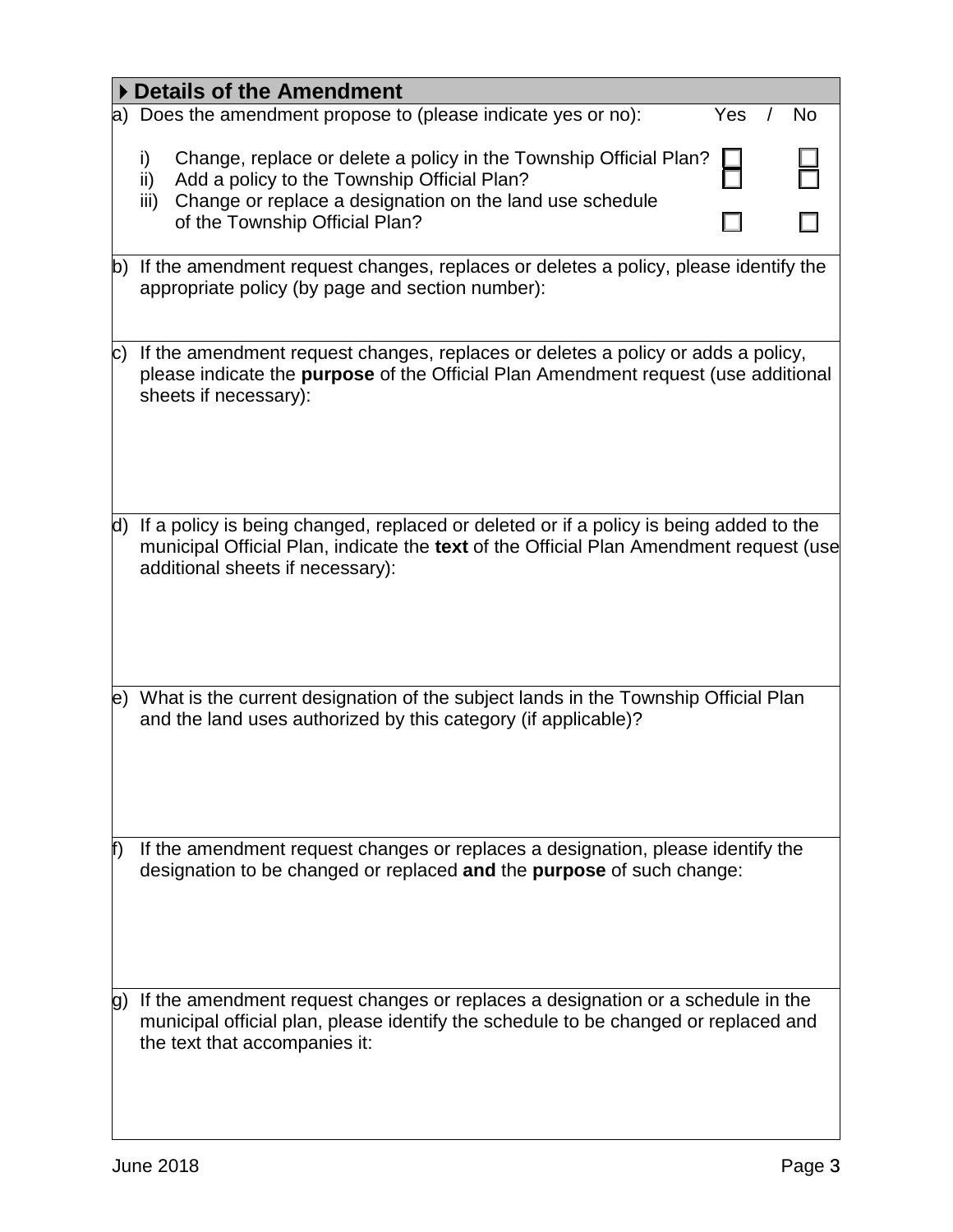## ▸ Details of the Amendment

a) Does the amendment propose to (please indicate yes or no):

| | Yes | No |
|---|---|---|
| i) Change, replace or delete a policy in the Township Official Plan? | ☐ | ☐ |
| ii) Add a policy to the Township Official Plan? | ☐ | ☐ |
| iii) Change or replace a designation on the land use schedule of the Township Official Plan? | ☐ | ☐ |

b) If the amendment request changes, replaces or deletes a policy, please identify the appropriate policy (by page and section number):

c) If the amendment request changes, replaces or deletes a policy or adds a policy, please indicate the **purpose** of the Official Plan Amendment request (use additional sheets if necessary):

d) If a policy is being changed, replaced or deleted or if a policy is being added to the municipal Official Plan, indicate the **text** of the Official Plan Amendment request (use additional sheets if necessary):

e) What is the current designation of the subject lands in the Township Official Plan and the land uses authorized by this category (if applicable)?

f) If the amendment request changes or replaces a designation, please identify the designation to be changed or replaced **and** the **purpose** of such change:

g) If the amendment request changes or replaces a designation or a schedule in the municipal official plan, please identify the schedule to be changed or replaced and the text that accompanies it:

June 2018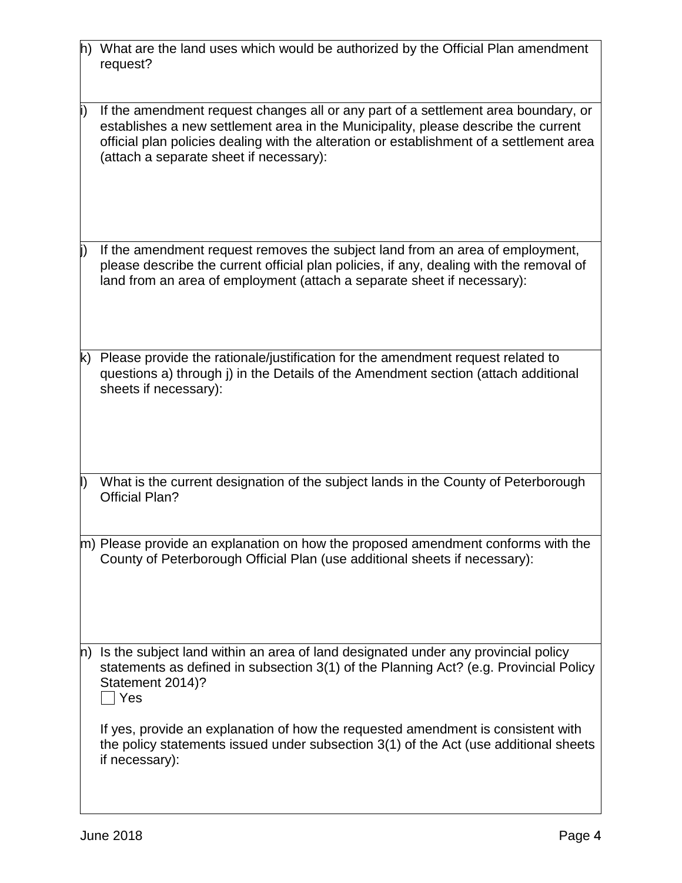h) What are the land uses which would be authorized by the Official Plan amendment request?

i) If the amendment request changes all or any part of a settlement area boundary, or establishes a new settlement area in the Municipality, please describe the current official plan policies dealing with the alteration or establishment of a settlement area (attach a separate sheet if necessary):

j) If the amendment request removes the subject land from an area of employment, please describe the current official plan policies, if any, dealing with the removal of land from an area of employment (attach a separate sheet if necessary):

k) Please provide the rationale/justification for the amendment request related to questions a) through j) in the Details of the Amendment section (attach additional sheets if necessary):

l) What is the current designation of the subject lands in the County of Peterborough Official Plan?

m) Please provide an explanation on how the proposed amendment conforms with the County of Peterborough Official Plan (use additional sheets if necessary):

n) Is the subject land within an area of land designated under any provincial policy statements as defined in subsection 3(1) of the Planning Act? (e.g. Provincial Policy Statement 2014)?

☐ Yes

If yes, provide an explanation of how the requested amendment is consistent with the policy statements issued under subsection 3(1) of the Act (use additional sheets if necessary):

June 2018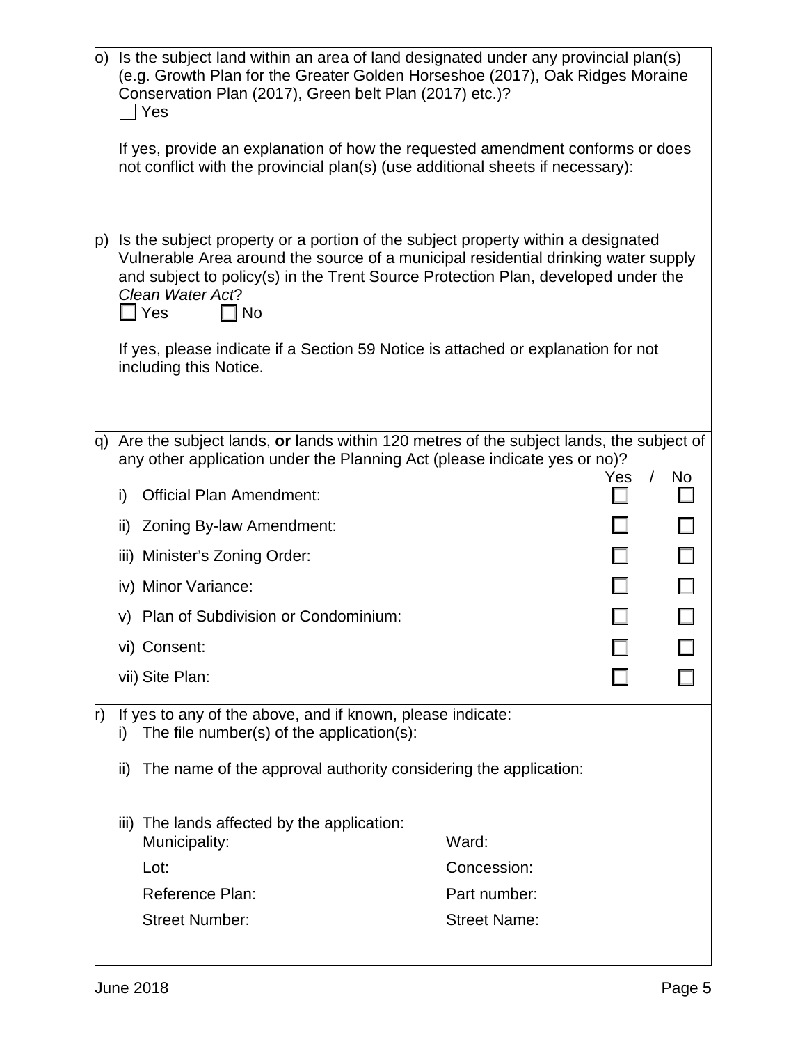o) Is the subject land within an area of land designated under any provincial plan(s) (e.g. Growth Plan for the Greater Golden Horseshoe (2017), Oak Ridges Moraine Conservation Plan (2017), Green belt Plan (2017) etc.)?

☐ Yes

If yes, provide an explanation of how the requested amendment conforms or does not conflict with the provincial plan(s) (use additional sheets if necessary):

p) Is the subject property or a portion of the subject property within a designated Vulnerable Area around the source of a municipal residential drinking water supply and subject to policy(s) in the Trent Source Protection Plan, developed under the *Clean Water Act*?

☐ Yes ☐ No

If yes, please indicate if a Section 59 Notice is attached or explanation for not including this Notice.

q) Are the subject lands, **or** lands within 120 metres of the subject lands, the subject of any other application under the Planning Act (please indicate yes or no)?

| | Yes | No |
|---|---|---|
| i) Official Plan Amendment: | ☐ | ☐ |
| ii) Zoning By-law Amendment: | ☐ | ☐ |
| iii) Minister's Zoning Order: | ☐ | ☐ |
| iv) Minor Variance: | ☐ | ☐ |
| v) Plan of Subdivision or Condominium: | ☐ | ☐ |
| vi) Consent: | ☐ | ☐ |
| vii) Site Plan: | ☐ | ☐ |

r) If yes to any of the above, and if known, please indicate:

i) The file number(s) of the application(s):

ii) The name of the approval authority considering the application:

iii) The lands affected by the application:

Municipality: Ward:

Lot: Concession:

Reference Plan: Part number:

Street Number: Street Name: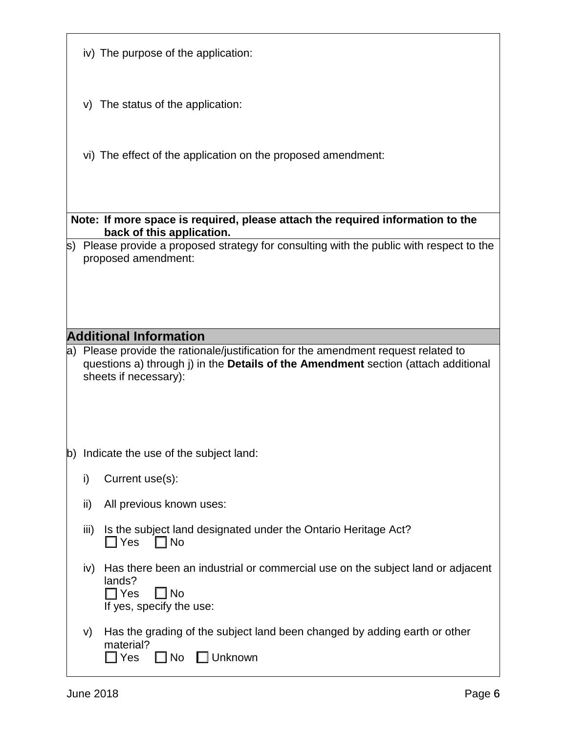iv) The purpose of the application:

v) The status of the application:

vi) The effect of the application on the proposed amendment:

**Note: If more space is required, please attach the required information to the back of this application.**

s) Please provide a proposed strategy for consulting with the public with respect to the proposed amendment:

## Additional Information

a) Please provide the rationale/justification for the amendment request related to questions a) through j) in the **Details of the Amendment** section (attach additional sheets if necessary):

b) Indicate the use of the subject land:

i) Current use(s):

ii) All previous known uses:

iii) Is the subject land designated under the Ontario Heritage Act?
☐ Yes ☐ No

iv) Has there been an industrial or commercial use on the subject land or adjacent lands?
☐ Yes ☐ No
If yes, specify the use:

v) Has the grading of the subject land been changed by adding earth or other material?
☐ Yes ☐ No ☐ Unknown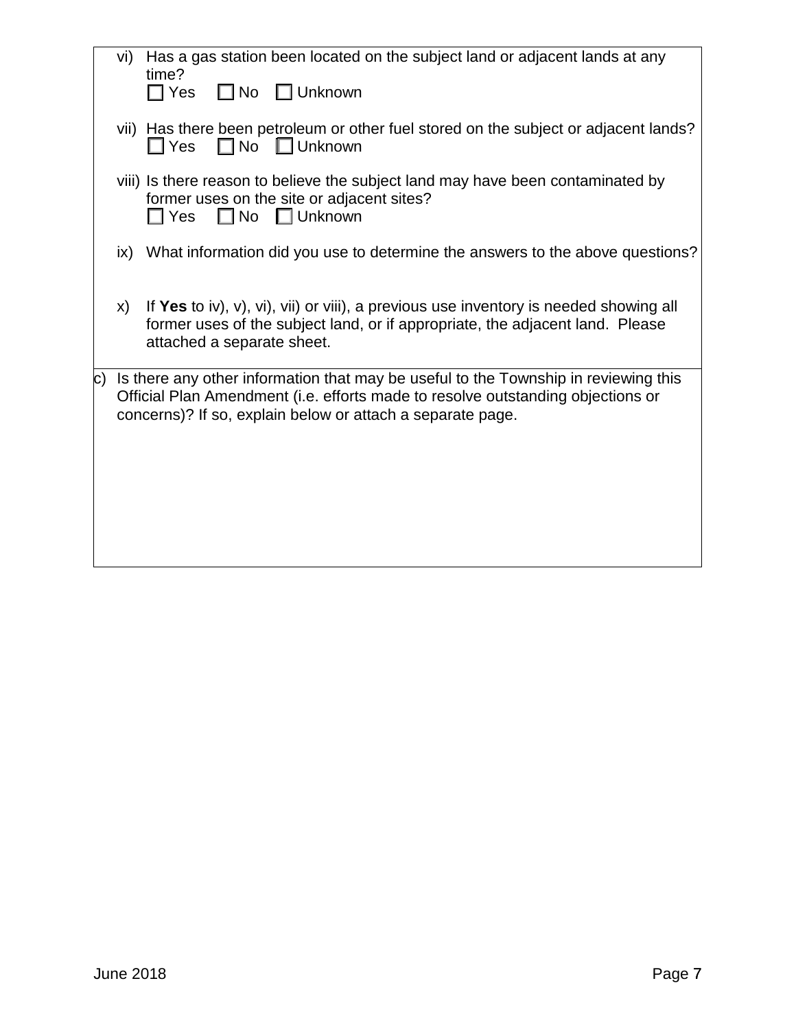vi) Has a gas station been located on the subject land or adjacent lands at any time?

☐ Yes ☐ No ☐ Unknown

vii) Has there been petroleum or other fuel stored on the subject or adjacent lands?

☐ Yes ☐ No ☐ Unknown

viii) Is there reason to believe the subject land may have been contaminated by former uses on the site or adjacent sites?

☐ Yes ☐ No ☐ Unknown

ix) What information did you use to determine the answers to the above questions?

x) If **Yes** to iv), v), vi), vii) or viii), a previous use inventory is needed showing all former uses of the subject land, or if appropriate, the adjacent land. Please attached a separate sheet.

c) Is there any other information that may be useful to the Township in reviewing this Official Plan Amendment (i.e. efforts made to resolve outstanding objections or concerns)? If so, explain below or attach a separate page.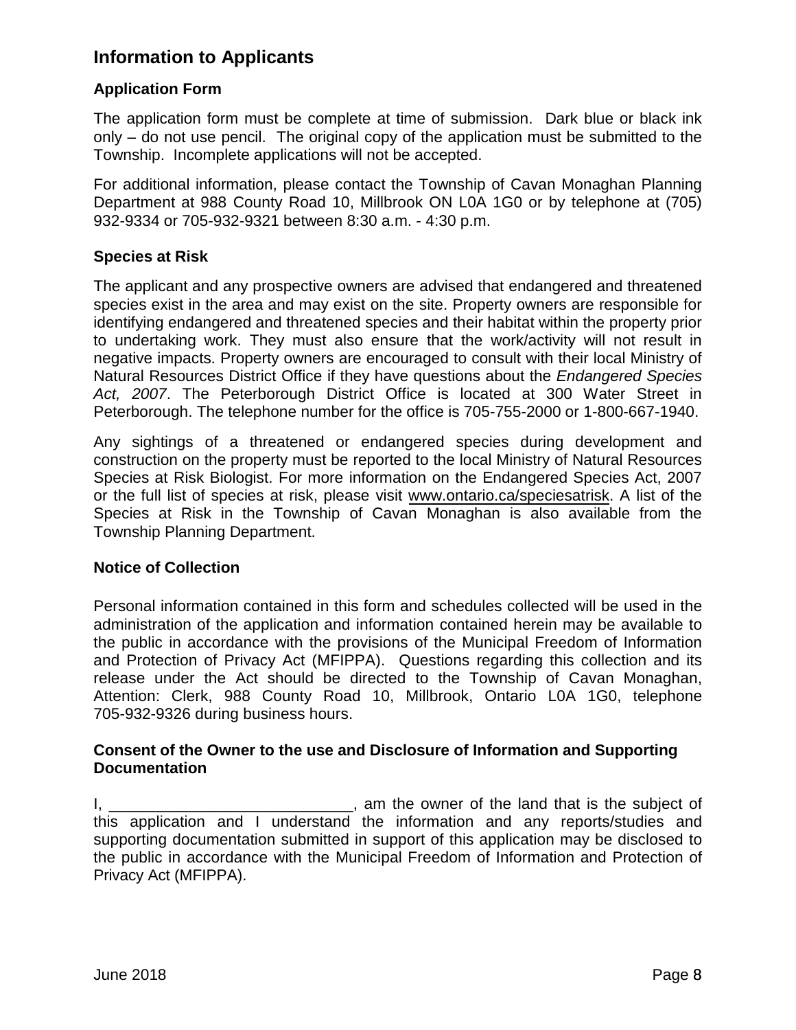## Information to Applicants

### Application Form

The application form must be complete at time of submission. Dark blue or black ink only – do not use pencil. The original copy of the application must be submitted to the Township. Incomplete applications will not be accepted.

For additional information, please contact the Township of Cavan Monaghan Planning Department at 988 County Road 10, Millbrook ON L0A 1G0 or by telephone at (705) 932-9334 or 705-932-9321 between 8:30 a.m. - 4:30 p.m.

### Species at Risk

The applicant and any prospective owners are advised that endangered and threatened species exist in the area and may exist on the site. Property owners are responsible for identifying endangered and threatened species and their habitat within the property prior to undertaking work. They must also ensure that the work/activity will not result in negative impacts. Property owners are encouraged to consult with their local Ministry of Natural Resources District Office if they have questions about the *Endangered Species Act, 2007*. The Peterborough District Office is located at 300 Water Street in Peterborough. The telephone number for the office is 705-755-2000 or 1-800-667-1940.

Any sightings of a threatened or endangered species during development and construction on the property must be reported to the local Ministry of Natural Resources Species at Risk Biologist. For more information on the Endangered Species Act, 2007 or the full list of species at risk, please visit www.ontario.ca/speciesatrisk. A list of the Species at Risk in the Township of Cavan Monaghan is also available from the Township Planning Department.

### Notice of Collection

Personal information contained in this form and schedules collected will be used in the administration of the application and information contained herein may be available to the public in accordance with the provisions of the Municipal Freedom of Information and Protection of Privacy Act (MFIPPA). Questions regarding this collection and its release under the Act should be directed to the Township of Cavan Monaghan, Attention: Clerk, 988 County Road 10, Millbrook, Ontario L0A 1G0, telephone 705-932-9326 during business hours.

### Consent of the Owner to the use and Disclosure of Information and Supporting Documentation

I, ____________________________, am the owner of the land that is the subject of this application and I understand the information and any reports/studies and supporting documentation submitted in support of this application may be disclosed to the public in accordance with the Municipal Freedom of Information and Protection of Privacy Act (MFIPPA).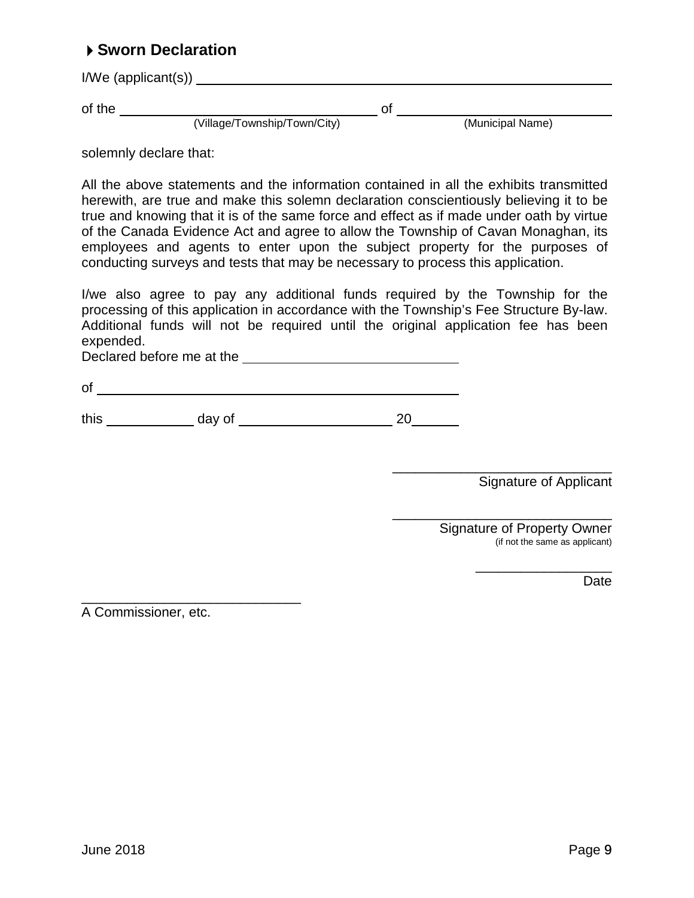## ▸ Sworn Declaration

I/We (applicant(s)) ______________________________________________

of the ______________________________ of ___________________________
(Village/Township/Town/City) (Municipal Name)

solemnly declare that:

All the above statements and the information contained in all the exhibits transmitted herewith, are true and make this solemn declaration conscientiously believing it to be true and knowing that it is of the same force and effect as if made under oath by virtue of the Canada Evidence Act and agree to allow the Township of Cavan Monaghan, its employees and agents to enter upon the subject property for the purposes of conducting surveys and tests that may be necessary to process this application.

I/we also agree to pay any additional funds required by the Township for the processing of this application in accordance with the Township's Fee Structure By-law. Additional funds will not be required until the original application fee has been expended.

Declared before me at the ___________________________

of ____________________________________________

this ___________ day of ___________________ 20______

_____________________________
Signature of Applicant

_____________________________
Signature of Property Owner
(if not the same as applicant)

__________________
Date

_____________________________
A Commissioner, etc.

June 2018